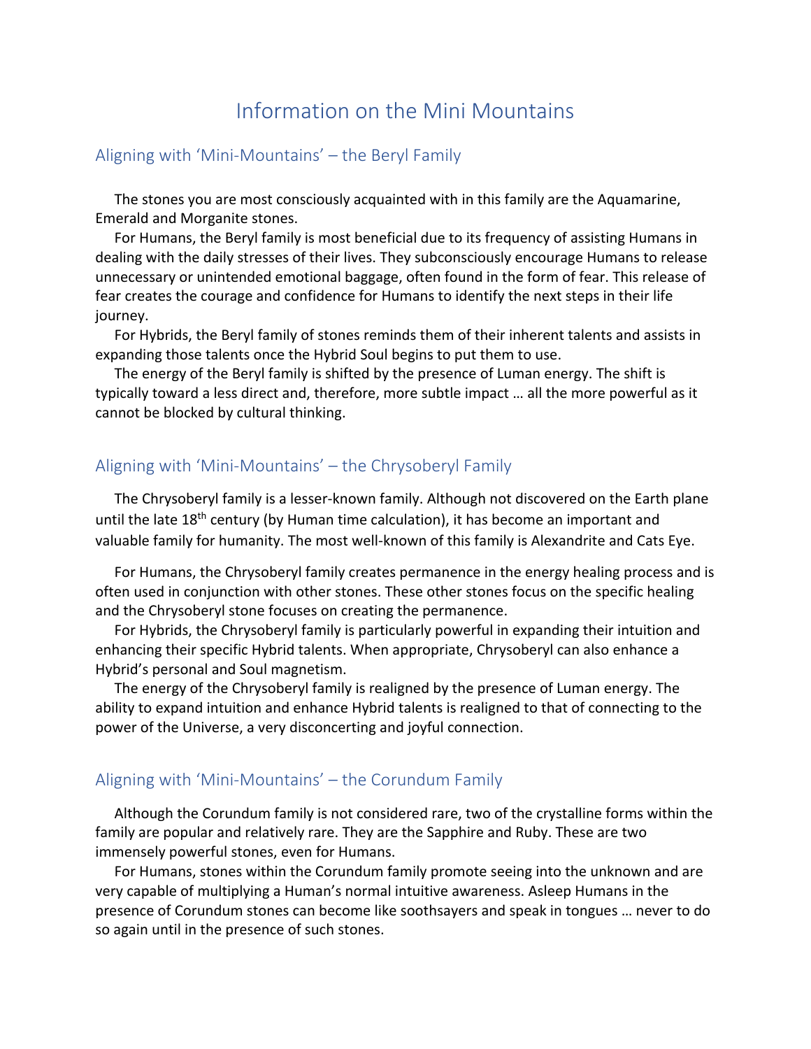# Information on the Mini Mountains

## Aligning with 'Mini-Mountains' – the Beryl Family

The stones you are most consciously acquainted with in this family are the Aquamarine, Emerald and Morganite stones.

For Humans, the Beryl family is most beneficial due to its frequency of assisting Humans in dealing with the daily stresses of their lives. They subconsciously encourage Humans to release unnecessary or unintended emotional baggage, often found in the form of fear. This release of fear creates the courage and confidence for Humans to identify the next steps in their life journey.

For Hybrids, the Beryl family of stones reminds them of their inherent talents and assists in expanding those talents once the Hybrid Soul begins to put them to use.

The energy of the Beryl family is shifted by the presence of Luman energy. The shift is typically toward a less direct and, therefore, more subtle impact … all the more powerful as it cannot be blocked by cultural thinking.

## Aligning with 'Mini-Mountains' – the Chrysoberyl Family

The Chrysoberyl family is a lesser-known family. Although not discovered on the Earth plane until the late 18th century (by Human time calculation), it has become an important and valuable family for humanity. The most well-known of this family is Alexandrite and Cats Eye.

For Humans, the Chrysoberyl family creates permanence in the energy healing process and is often used in conjunction with other stones. These other stones focus on the specific healing and the Chrysoberyl stone focuses on creating the permanence.

For Hybrids, the Chrysoberyl family is particularly powerful in expanding their intuition and enhancing their specific Hybrid talents. When appropriate, Chrysoberyl can also enhance a Hybrid's personal and Soul magnetism.

The energy of the Chrysoberyl family is realigned by the presence of Luman energy. The ability to expand intuition and enhance Hybrid talents is realigned to that of connecting to the power of the Universe, a very disconcerting and joyful connection.

## Aligning with 'Mini-Mountains' – the Corundum Family

Although the Corundum family is not considered rare, two of the crystalline forms within the family are popular and relatively rare. They are the Sapphire and Ruby. These are two immensely powerful stones, even for Humans.

For Humans, stones within the Corundum family promote seeing into the unknown and are very capable of multiplying a Human's normal intuitive awareness. Asleep Humans in the presence of Corundum stones can become like soothsayers and speak in tongues … never to do so again until in the presence of such stones.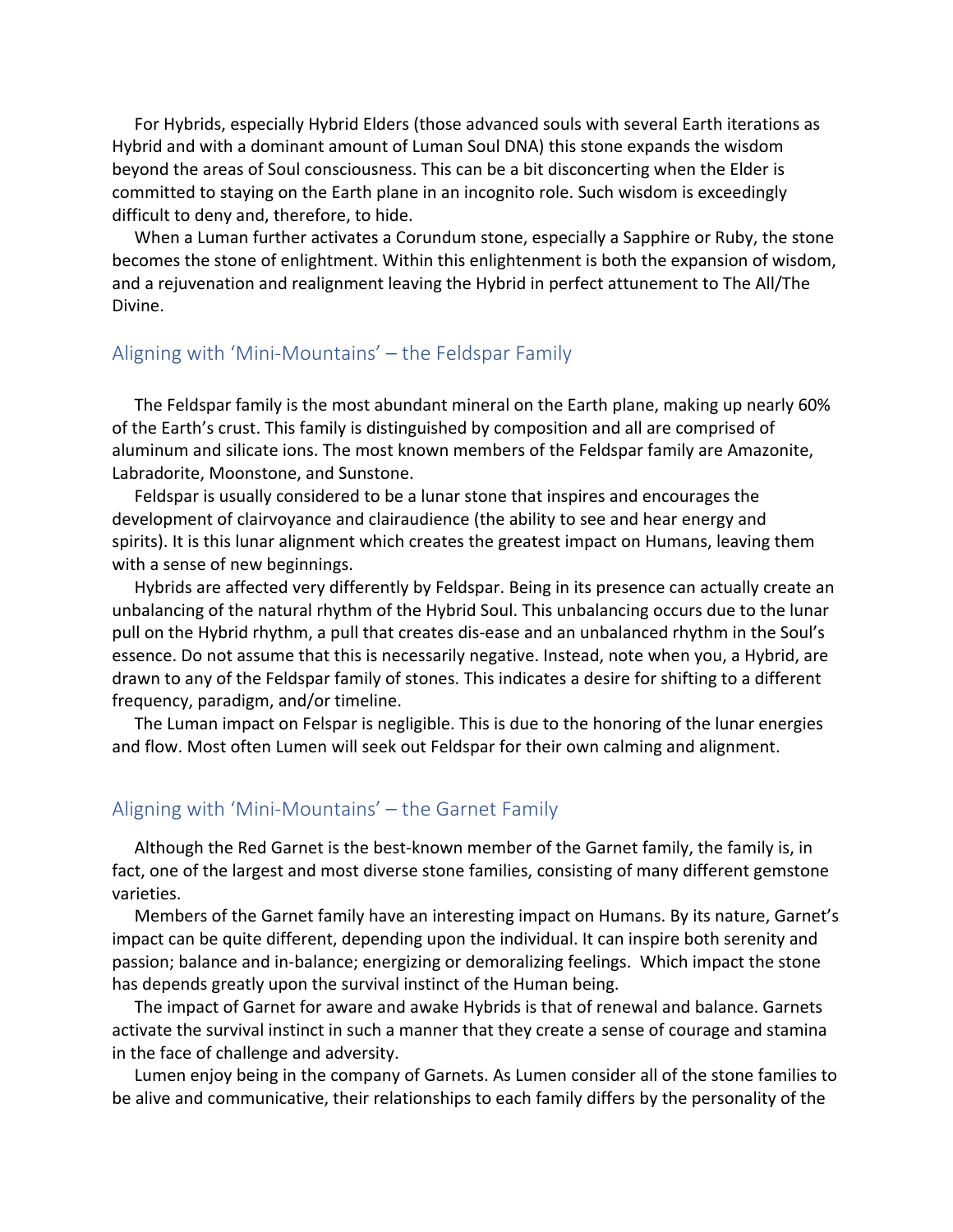For Hybrids, especially Hybrid Elders (those advanced souls with several Earth iterations as Hybrid and with a dominant amount of Luman Soul DNA) this stone expands the wisdom beyond the areas of Soul consciousness. This can be a bit disconcerting when the Elder is committed to staying on the Earth plane in an incognito role. Such wisdom is exceedingly difficult to deny and, therefore, to hide.

When a Luman further activates a Corundum stone, especially a Sapphire or Ruby, the stone becomes the stone of enlightment. Within this enlightenment is both the expansion of wisdom, and a rejuvenation and realignment leaving the Hybrid in perfect attunement to The All/The Divine.

## Aligning with 'Mini-Mountains' – the Feldspar Family

The Feldspar family is the most abundant mineral on the Earth plane, making up nearly 60% of the Earth's crust. This family is distinguished by composition and all are comprised of aluminum and silicate ions. The most known members of the Feldspar family are Amazonite, Labradorite, Moonstone, and Sunstone.

Feldspar is usually considered to be a lunar stone that inspires and encourages the development of clairvoyance and clairaudience (the ability to see and hear energy and spirits). It is this lunar alignment which creates the greatest impact on Humans, leaving them with a sense of new beginnings.

Hybrids are affected very differently by Feldspar. Being in its presence can actually create an unbalancing of the natural rhythm of the Hybrid Soul. This unbalancing occurs due to the lunar pull on the Hybrid rhythm, a pull that creates dis-ease and an unbalanced rhythm in the Soul's essence. Do not assume that this is necessarily negative. Instead, note when you, a Hybrid, are drawn to any of the Feldspar family of stones. This indicates a desire for shifting to a different frequency, paradigm, and/or timeline.

The Luman impact on Felspar is negligible. This is due to the honoring of the lunar energies and flow. Most often Lumen will seek out Feldspar for their own calming and alignment.

## Aligning with 'Mini-Mountains' – the Garnet Family

Although the Red Garnet is the best-known member of the Garnet family, the family is, in fact, one of the largest and most diverse stone families, consisting of many different gemstone varieties.

Members of the Garnet family have an interesting impact on Humans. By its nature, Garnet's impact can be quite different, depending upon the individual. It can inspire both serenity and passion; balance and in-balance; energizing or demoralizing feelings. Which impact the stone has depends greatly upon the survival instinct of the Human being.

The impact of Garnet for aware and awake Hybrids is that of renewal and balance. Garnets activate the survival instinct in such a manner that they create a sense of courage and stamina in the face of challenge and adversity.

Lumen enjoy being in the company of Garnets. As Lumen consider all of the stone families to be alive and communicative, their relationships to each family differs by the personality of the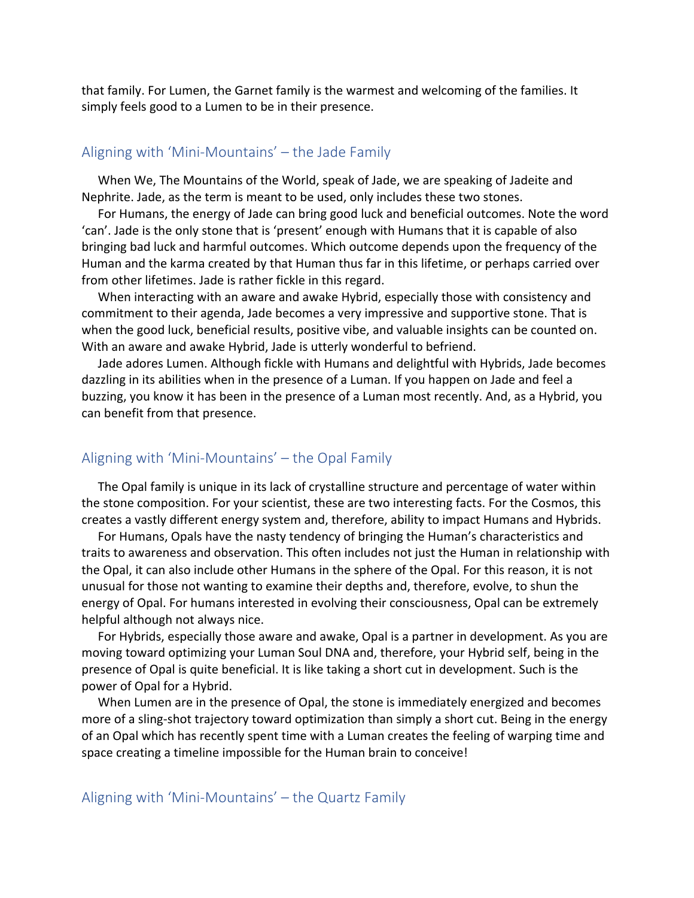that family. For Lumen, the Garnet family is the warmest and welcoming of the families. It simply feels good to a Lumen to be in their presence.

## Aligning with 'Mini-Mountains' – the Jade Family

When We, The Mountains of the World, speak of Jade, we are speaking of Jadeite and Nephrite. Jade, as the term is meant to be used, only includes these two stones.

For Humans, the energy of Jade can bring good luck and beneficial outcomes. Note the word 'can'. Jade is the only stone that is 'present' enough with Humans that it is capable of also bringing bad luck and harmful outcomes. Which outcome depends upon the frequency of the Human and the karma created by that Human thus far in this lifetime, or perhaps carried over from other lifetimes. Jade is rather fickle in this regard.

When interacting with an aware and awake Hybrid, especially those with consistency and commitment to their agenda, Jade becomes a very impressive and supportive stone. That is when the good luck, beneficial results, positive vibe, and valuable insights can be counted on. With an aware and awake Hybrid, Jade is utterly wonderful to befriend.

Jade adores Lumen. Although fickle with Humans and delightful with Hybrids, Jade becomes dazzling in its abilities when in the presence of a Luman. If you happen on Jade and feel a buzzing, you know it has been in the presence of a Luman most recently. And, as a Hybrid, you can benefit from that presence.

## Aligning with 'Mini-Mountains' – the Opal Family

The Opal family is unique in its lack of crystalline structure and percentage of water within the stone composition. For your scientist, these are two interesting facts. For the Cosmos, this creates a vastly different energy system and, therefore, ability to impact Humans and Hybrids.

For Humans, Opals have the nasty tendency of bringing the Human's characteristics and traits to awareness and observation. This often includes not just the Human in relationship with the Opal, it can also include other Humans in the sphere of the Opal. For this reason, it is not unusual for those not wanting to examine their depths and, therefore, evolve, to shun the energy of Opal. For humans interested in evolving their consciousness, Opal can be extremely helpful although not always nice.

For Hybrids, especially those aware and awake, Opal is a partner in development. As you are moving toward optimizing your Luman Soul DNA and, therefore, your Hybrid self, being in the presence of Opal is quite beneficial. It is like taking a short cut in development. Such is the power of Opal for a Hybrid.

When Lumen are in the presence of Opal, the stone is immediately energized and becomes more of a sling-shot trajectory toward optimization than simply a short cut. Being in the energy of an Opal which has recently spent time with a Luman creates the feeling of warping time and space creating a timeline impossible for the Human brain to conceive!

## Aligning with 'Mini-Mountains' – the Quartz Family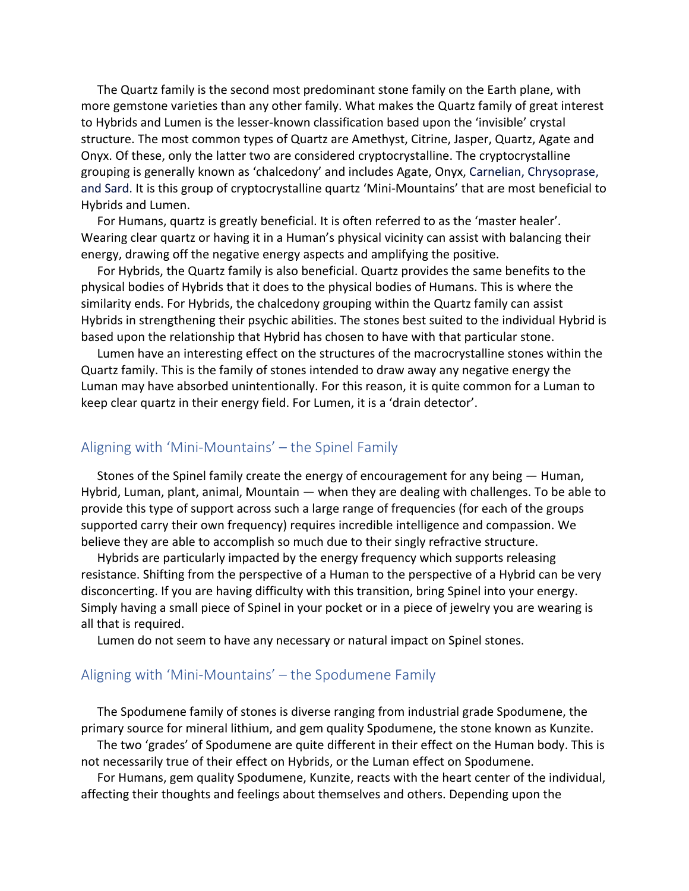The Quartz family is the second most predominant stone family on the Earth plane, with more gemstone varieties than any other family. What makes the Quartz family of great interest to Hybrids and Lumen is the lesser-known classification based upon the 'invisible' crystal structure. The most common types of Quartz are Amethyst, Citrine, Jasper, Quartz, Agate and Onyx. Of these, only the latter two are considered cryptocrystalline. The cryptocrystalline grouping is generally known as 'chalcedony' and includes Agate, Onyx, Carnelian, Chrysoprase, and Sard. It is this group of cryptocrystalline quartz 'Mini-Mountains' that are most beneficial to Hybrids and Lumen.

For Humans, quartz is greatly beneficial. It is often referred to as the 'master healer'. Wearing clear quartz or having it in a Human's physical vicinity can assist with balancing their energy, drawing off the negative energy aspects and amplifying the positive.

For Hybrids, the Quartz family is also beneficial. Quartz provides the same benefits to the physical bodies of Hybrids that it does to the physical bodies of Humans. This is where the similarity ends. For Hybrids, the chalcedony grouping within the Quartz family can assist Hybrids in strengthening their psychic abilities. The stones best suited to the individual Hybrid is based upon the relationship that Hybrid has chosen to have with that particular stone.

Lumen have an interesting effect on the structures of the macrocrystalline stones within the Quartz family. This is the family of stones intended to draw away any negative energy the Luman may have absorbed unintentionally. For this reason, it is quite common for a Luman to keep clear quartz in their energy field. For Lumen, it is a 'drain detector'.

## Aligning with 'Mini-Mountains' – the Spinel Family

Stones of the Spinel family create the energy of encouragement for any being — Human, Hybrid, Luman, plant, animal, Mountain — when they are dealing with challenges. To be able to provide this type of support across such a large range of frequencies (for each of the groups supported carry their own frequency) requires incredible intelligence and compassion. We believe they are able to accomplish so much due to their singly refractive structure.

Hybrids are particularly impacted by the energy frequency which supports releasing resistance. Shifting from the perspective of a Human to the perspective of a Hybrid can be very disconcerting. If you are having difficulty with this transition, bring Spinel into your energy. Simply having a small piece of Spinel in your pocket or in a piece of jewelry you are wearing is all that is required.

Lumen do not seem to have any necessary or natural impact on Spinel stones.

## Aligning with 'Mini-Mountains' – the Spodumene Family

The Spodumene family of stones is diverse ranging from industrial grade Spodumene, the primary source for mineral lithium, and gem quality Spodumene, the stone known as Kunzite.

The two 'grades' of Spodumene are quite different in their effect on the Human body. This is not necessarily true of their effect on Hybrids, or the Luman effect on Spodumene.

For Humans, gem quality Spodumene, Kunzite, reacts with the heart center of the individual, affecting their thoughts and feelings about themselves and others. Depending upon the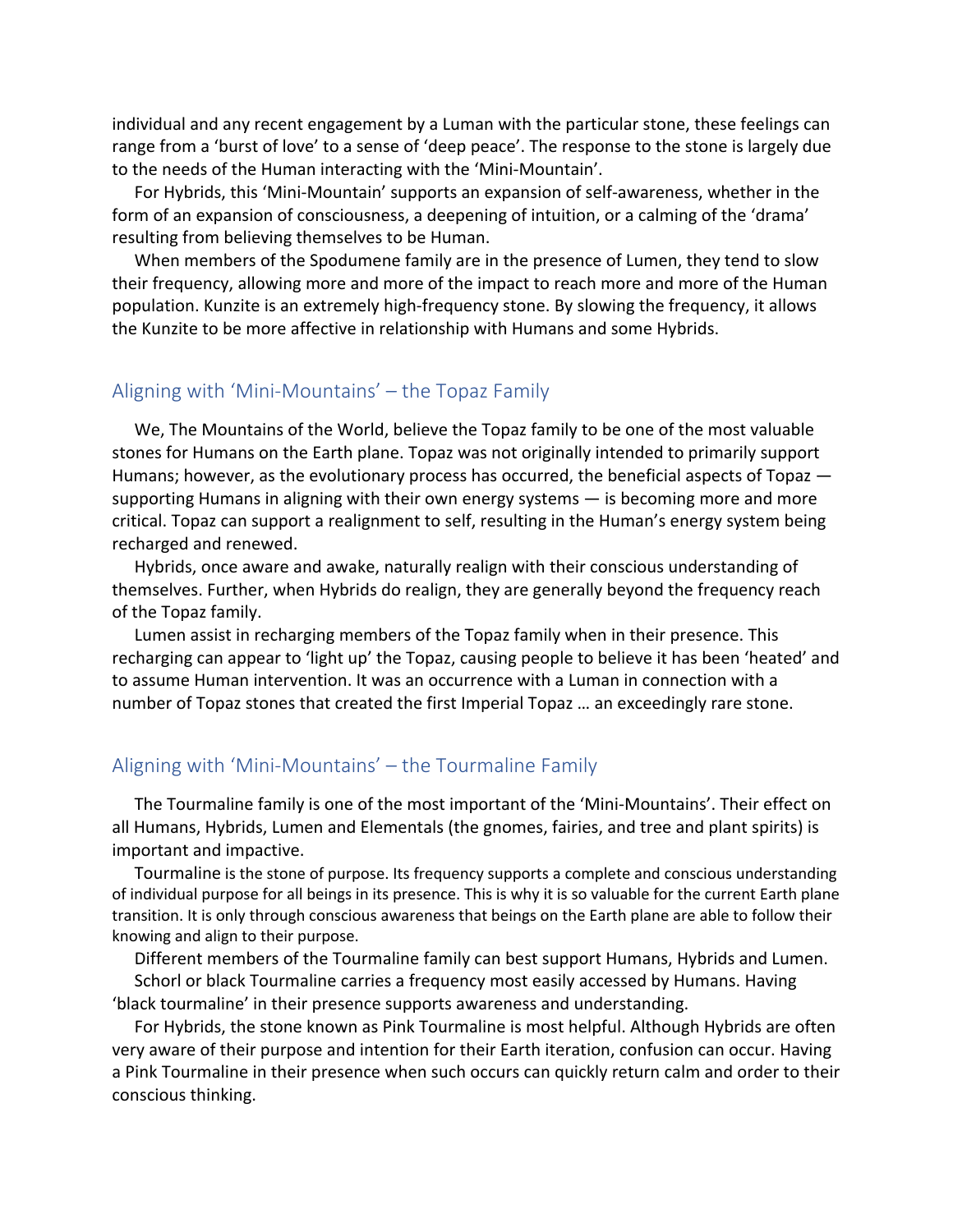individual and any recent engagement by a Luman with the particular stone, these feelings can range from a 'burst of love' to a sense of 'deep peace'. The response to the stone is largely due to the needs of the Human interacting with the 'Mini-Mountain'.

For Hybrids, this 'Mini-Mountain' supports an expansion of self-awareness, whether in the form of an expansion of consciousness, a deepening of intuition, or a calming of the 'drama' resulting from believing themselves to be Human.

When members of the Spodumene family are in the presence of Lumen, they tend to slow their frequency, allowing more and more of the impact to reach more and more of the Human population. Kunzite is an extremely high-frequency stone. By slowing the frequency, it allows the Kunzite to be more affective in relationship with Humans and some Hybrids.

## Aligning with 'Mini-Mountains' – the Topaz Family

We, The Mountains of the World, believe the Topaz family to be one of the most valuable stones for Humans on the Earth plane. Topaz was not originally intended to primarily support Humans; however, as the evolutionary process has occurred, the beneficial aspects of Topaz — supporting Humans in aligning with their own energy systems — is becoming more and more critical. Topaz can support a realignment to self, resulting in the Human's energy system being recharged and renewed.

Hybrids, once aware and awake, naturally realign with their conscious understanding of themselves. Further, when Hybrids do realign, they are generally beyond the frequency reach of the Topaz family.

Lumen assist in recharging members of the Topaz family when in their presence. This recharging can appear to 'light up' the Topaz, causing people to believe it has been 'heated' and to assume Human intervention. It was an occurrence with a Luman in connection with a number of Topaz stones that created the first Imperial Topaz … an exceedingly rare stone.

## Aligning with 'Mini-Mountains' – the Tourmaline Family

The Tourmaline family is one of the most important of the 'Mini-Mountains'. Their effect on all Humans, Hybrids, Lumen and Elementals (the gnomes, fairies, and tree and plant spirits) is important and impactive.

Tourmaline is the stone of purpose. Its frequency supports a complete and conscious understanding of individual purpose for all beings in its presence. This is why it is so valuable for the current Earth plane transition. It is only through conscious awareness that beings on the Earth plane are able to follow their knowing and align to their purpose.

Different members of the Tourmaline family can best support Humans, Hybrids and Lumen.

Schorl or black Tourmaline carries a frequency most easily accessed by Humans. Having 'black tourmaline' in their presence supports awareness and understanding.

For Hybrids, the stone known as Pink Tourmaline is most helpful. Although Hybrids are often very aware of their purpose and intention for their Earth iteration, confusion can occur. Having a Pink Tourmaline in their presence when such occurs can quickly return calm and order to their conscious thinking.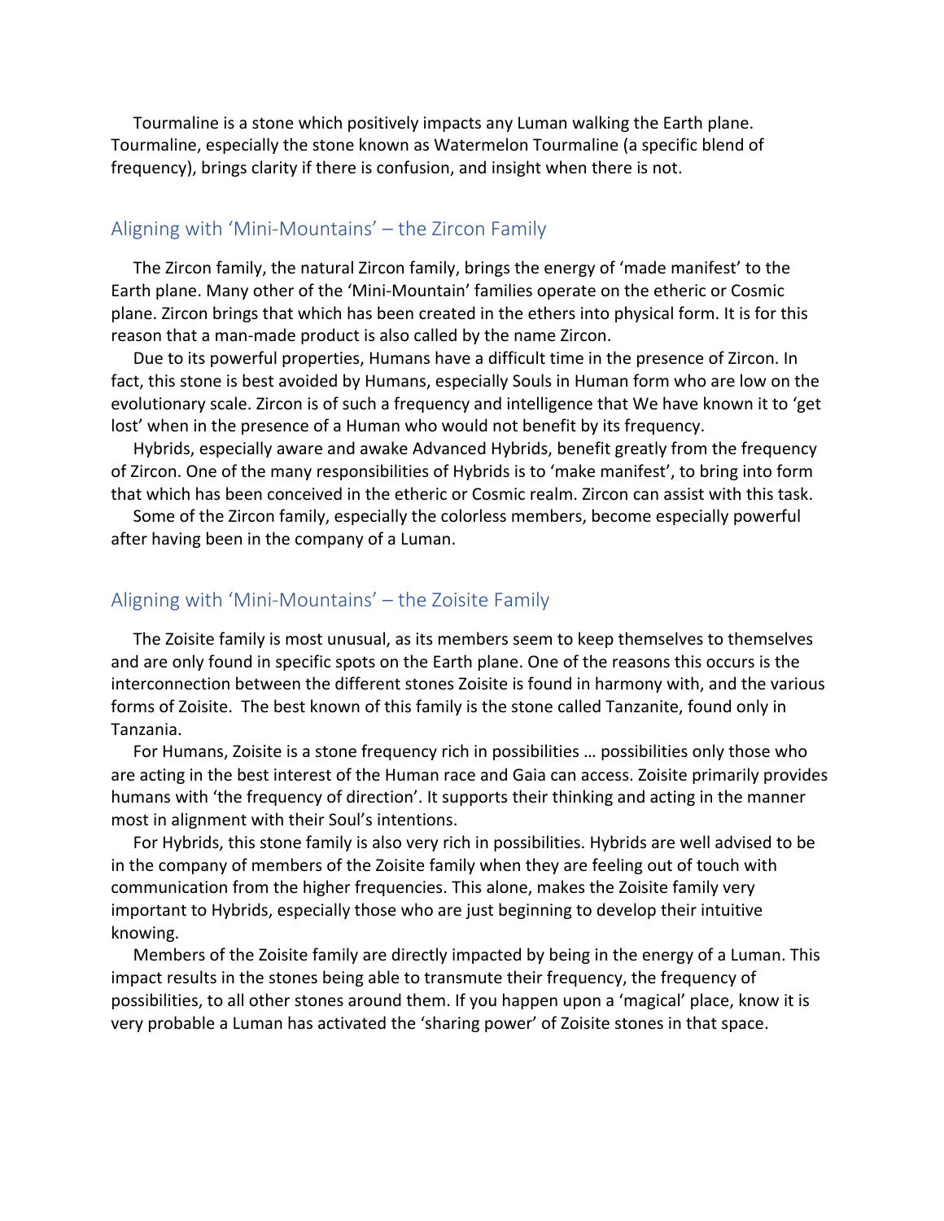Tourmaline is a stone which positively impacts any Luman walking the Earth plane. Tourmaline, especially the stone known as Watermelon Tourmaline (a specific blend of frequency), brings clarity if there is confusion, and insight when there is not.

## Aligning with 'Mini-Mountains' – the Zircon Family

The Zircon family, the natural Zircon family, brings the energy of 'made manifest' to the Earth plane. Many other of the 'Mini-Mountain' families operate on the etheric or Cosmic plane. Zircon brings that which has been created in the ethers into physical form. It is for this reason that a man-made product is also called by the name Zircon.

Due to its powerful properties, Humans have a difficult time in the presence of Zircon. In fact, this stone is best avoided by Humans, especially Souls in Human form who are low on the evolutionary scale. Zircon is of such a frequency and intelligence that We have known it to 'get lost' when in the presence of a Human who would not benefit by its frequency.

Hybrids, especially aware and awake Advanced Hybrids, benefit greatly from the frequency of Zircon. One of the many responsibilities of Hybrids is to 'make manifest', to bring into form that which has been conceived in the etheric or Cosmic realm. Zircon can assist with this task.

Some of the Zircon family, especially the colorless members, become especially powerful after having been in the company of a Luman.

## Aligning with 'Mini-Mountains' – the Zoisite Family

The Zoisite family is most unusual, as its members seem to keep themselves to themselves and are only found in specific spots on the Earth plane. One of the reasons this occurs is the interconnection between the different stones Zoisite is found in harmony with, and the various forms of Zoisite. The best known of this family is the stone called Tanzanite, found only in Tanzania.

For Humans, Zoisite is a stone frequency rich in possibilities … possibilities only those who are acting in the best interest of the Human race and Gaia can access. Zoisite primarily provides humans with 'the frequency of direction'. It supports their thinking and acting in the manner most in alignment with their Soul's intentions.

For Hybrids, this stone family is also very rich in possibilities. Hybrids are well advised to be in the company of members of the Zoisite family when they are feeling out of touch with communication from the higher frequencies. This alone, makes the Zoisite family very important to Hybrids, especially those who are just beginning to develop their intuitive knowing.

Members of the Zoisite family are directly impacted by being in the energy of a Luman. This impact results in the stones being able to transmute their frequency, the frequency of possibilities, to all other stones around them. If you happen upon a 'magical' place, know it is very probable a Luman has activated the 'sharing power' of Zoisite stones in that space.